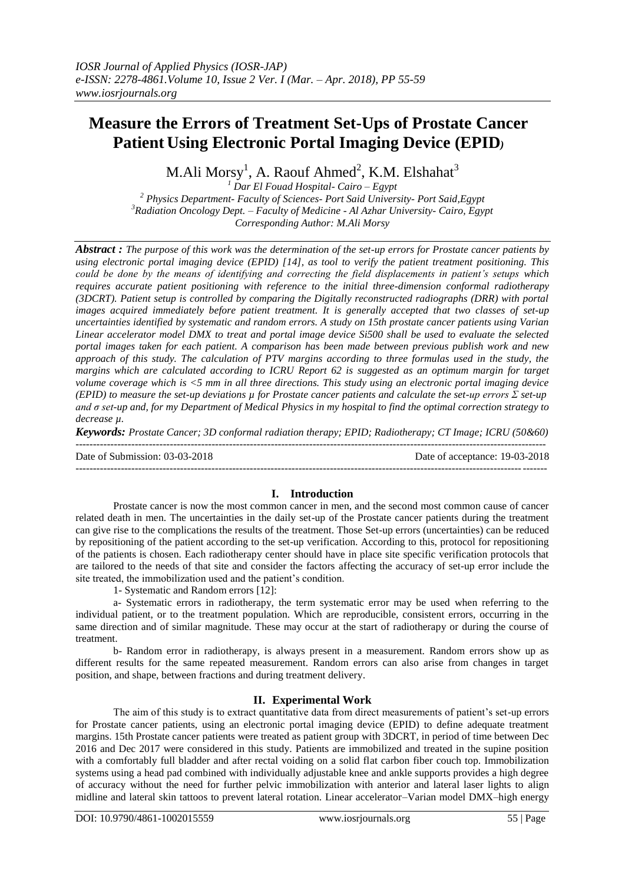# Measure the Errors of Treatment Set-Ups of Prostate Cancer Patient Using Electronic Portal Imaging Device (EPID)

M.Ali Morsy[1], A. Raouf Ahmed[2], K.M. Elshahat[3]

[1] Dar El Fouad Hospital- Cairo – Egypt
[2] Physics Department- Faculty of Sciences- Port Said University- Port Said,Egypt
[3] Radiation Oncology Dept. – Faculty of Medicine - Al Azhar University- Cairo, Egypt
Corresponding Author: M.Ali Morsy

***Abstract :*** *The purpose of this work was the determination of the set-up errors for Prostate cancer patients by using electronic portal imaging device (EPID) [14], as tool to verify the patient treatment positioning. This could be done by the means of identifying and correcting the field displacements in patient's setups which requires accurate patient positioning with reference to the initial three-dimension conformal radiotherapy (3DCRT). Patient setup is controlled by comparing the Digitally reconstructed radiographs (DRR) with portal images acquired immediately before patient treatment. It is generally accepted that two classes of set-up uncertainties identified by systematic and random errors. A study on 15th prostate cancer patients using Varian Linear accelerator model DMX to treat and portal image device Si500 shall be used to evaluate the selected portal images taken for each patient. A comparison has been made between previous publish work and new approach of this study. The calculation of PTV margins according to three formulas used in the study, the margins which are calculated according to ICRU Report 62 is suggested as an optimum margin for target volume coverage which is <5 mm in all three directions. This study using an electronic portal imaging device (EPID) to measure the set-up deviations $\mu$ for Prostate cancer patients and calculate the set-up errors $\Sigma$ set-up and $\sigma$ set-up and, for my Department of Medical Physics in my hospital to find the optimal correction strategy to decrease $\mu$.*

***Keywords:*** *Prostate Cancer; 3D conformal radiation therapy; EPID; Radiotherapy; CT Image; ICRU (50&60)*

---

Date of Submission: 03-03-2018 Date of acceptance: 19-03-2018

---

## I. Introduction

Prostate cancer is now the most common cancer in men, and the second most common cause of cancer related death in men. The uncertainties in the daily set-up of the Prostate cancer patients during the treatment can give rise to the complications the results of the treatment. Those Set-up errors (uncertainties) can be reduced by repositioning of the patient according to the set-up verification. According to this, protocol for repositioning of the patients is chosen. Each radiotherapy center should have in place site specific verification protocols that are tailored to the needs of that site and consider the factors affecting the accuracy of set-up error include the site treated, the immobilization used and the patient's condition.

1- Systematic and Random errors [12]:

a- Systematic errors in radiotherapy, the term systematic error may be used when referring to the individual patient, or to the treatment population. Which are reproducible, consistent errors, occurring in the same direction and of similar magnitude. These may occur at the start of radiotherapy or during the course of treatment.

b- Random error in radiotherapy, is always present in a measurement. Random errors show up as different results for the same repeated measurement. Random errors can also arise from changes in target position, and shape, between fractions and during treatment delivery.

## II. Experimental Work

The aim of this study is to extract quantitative data from direct measurements of patient's set-up errors for Prostate cancer patients, using an electronic portal imaging device (EPID) to define adequate treatment margins. 15th Prostate cancer patients were treated as patient group with 3DCRT, in period of time between Dec 2016 and Dec 2017 were considered in this study. Patients are immobilized and treated in the supine position with a comfortably full bladder and after rectal voiding on a solid flat carbon fiber couch top. Immobilization systems using a head pad combined with individually adjustable knee and ankle supports provides a high degree of accuracy without the need for further pelvic immobilization with anterior and lateral laser lights to align midline and lateral skin tattoos to prevent lateral rotation. Linear accelerator–Varian model DMX–high energy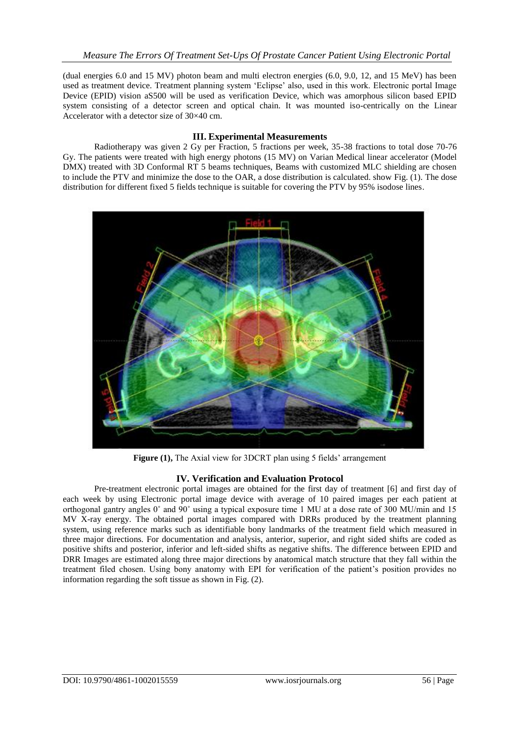(dual energies 6.0 and 15 MV) photon beam and multi electron energies (6.0, 9.0, 12, and 15 MeV) has been used as treatment device. Treatment planning system 'Eclipse' also, used in this work. Electronic portal Image Device (EPID) vision aS500 will be used as verification Device, which was amorphous silicon based EPID system consisting of a detector screen and optical chain. It was mounted iso-centrically on the Linear Accelerator with a detector size of 30×40 cm.

## III. Experimental Measurements

Radiotherapy was given 2 Gy per Fraction, 5 fractions per week, 35-38 fractions to total dose 70-76 Gy. The patients were treated with high energy photons (15 MV) on Varian Medical linear accelerator (Model DMX) treated with 3D Conformal RT 5 beams techniques, Beams with customized MLC shielding are chosen to include the PTV and minimize the dose to the OAR, a dose distribution is calculated. show Fig. (1). The dose distribution for different fixed 5 fields technique is suitable for covering the PTV by 95% isodose lines.

**Figure (1),** The Axial view for 3DCRT plan using 5 fields' arrangement

## IV. Verification and Evaluation Protocol

Pre-treatment electronic portal images are obtained for the first day of treatment [6] and first day of each week by using Electronic portal image device with average of 10 paired images per each patient at orthogonal gantry angles 0˚ and 90˚ using a typical exposure time 1 MU at a dose rate of 300 MU/min and 15 MV X-ray energy. The obtained portal images compared with DRRs produced by the treatment planning system, using reference marks such as identifiable bony landmarks of the treatment field which measured in three major directions. For documentation and analysis, anterior, superior, and right sided shifts are coded as positive shifts and posterior, inferior and left-sided shifts as negative shifts. The difference between EPID and DRR Images are estimated along three major directions by anatomical match structure that they fall within the treatment filed chosen. Using bony anatomy with EPI for verification of the patient's position provides no information regarding the soft tissue as shown in Fig. (2).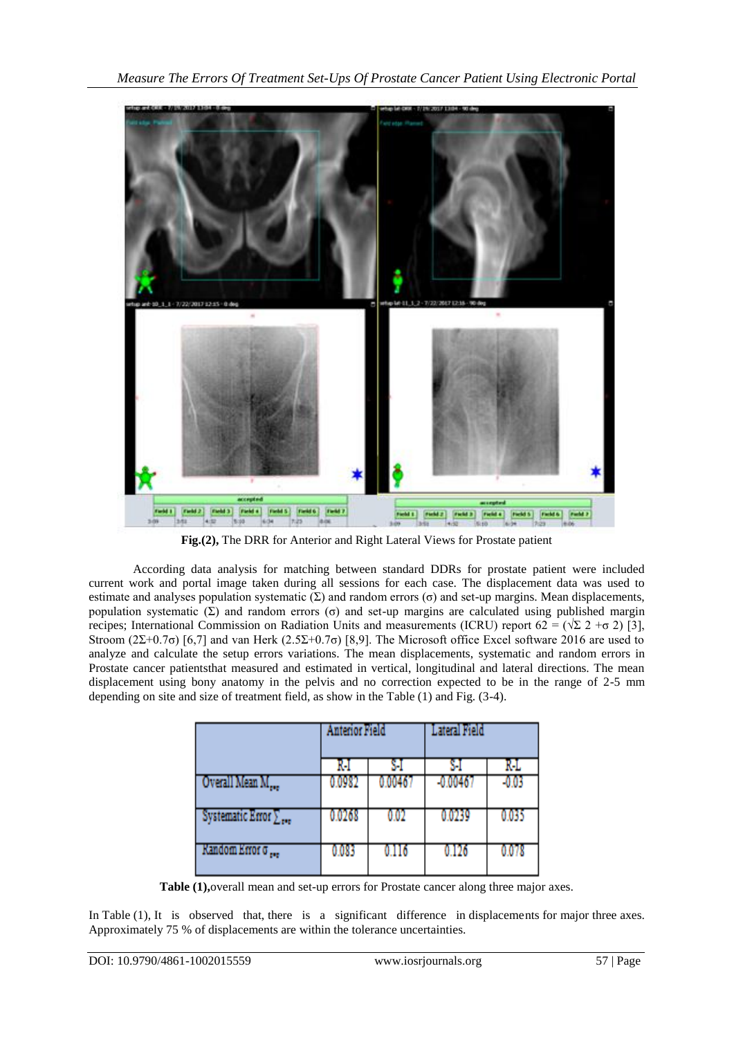Fig.(2), The DRR for Anterior and Right Lateral Views for Prostate patient

According data analysis for matching between standard DDRs for prostate patient were included current work and portal image taken during all sessions for each case. The displacement data was used to estimate and analyses population systematic (Σ) and random errors (σ) and set-up margins. Mean displacements, population systematic (Σ) and random errors (σ) and set-up margins are calculated using published margin recipes; International Commission on Radiation Units and measurements (ICRU) report 62 = (√Σ 2 +σ 2) [3], Stroom (2Σ+0.7σ) [6,7] and van Herk (2.5Σ+0.7σ) [8,9]. The Microsoft office Excel software 2016 are used to analyze and calculate the setup errors variations. The mean displacements, systematic and random errors in Prostate cancer patientsthat measured and estimated in vertical, longitudinal and lateral directions. The mean displacement using bony anatomy in the pelvis and no correction expected to be in the range of 2-5 mm depending on site and size of treatment field, as show in the Table (1) and Fig. (3-4).

| | Anterior Field | | Lateral Field | |
|---|---|---|---|---|
| | R-I | S-I | S-I | R-L |
| Overall Mean $M_{pop}$ | 0.0982 | 0.00467 | -0.00467 | -0.03 |
| Systematic Error $\Sigma_{pop}$ | 0.0268 | 0.02 | 0.0239 | 0.035 |
| Random Error $\sigma_{pop}$ | 0.083 | 0.116 | 0.126 | 0.078 |

**Table (1),**overall mean and set-up errors for Prostate cancer along three major axes.

In Table (1), It is observed that, there is a significant difference in displacements for major three axes. Approximately 75 % of displacements are within the tolerance uncertainties.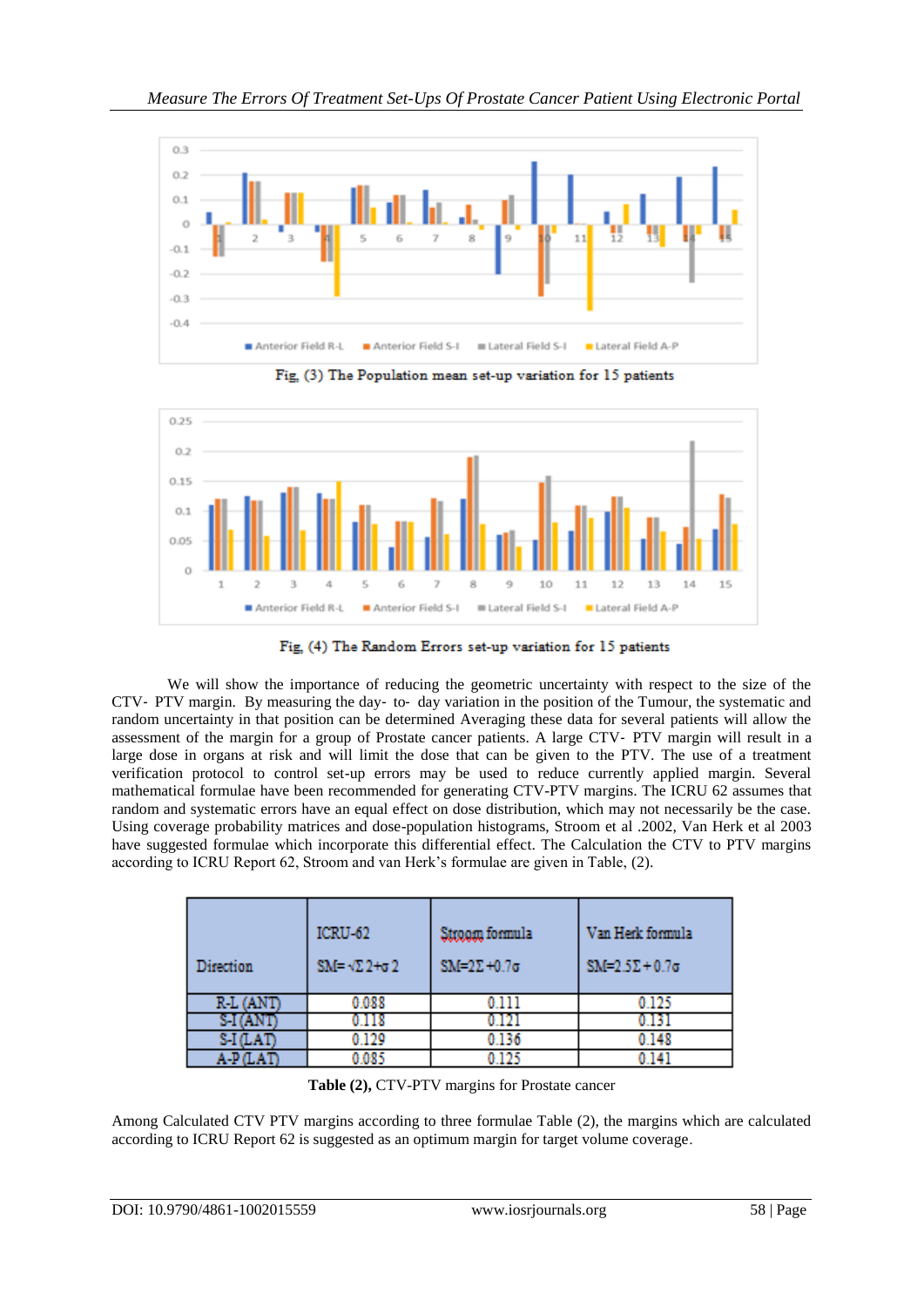Fig, (3) The Population mean set-up variation for 15 patients

Fig, (4) The Random Errors set-up variation for 15 patients

We will show the importance of reducing the geometric uncertainty with respect to the size of the CTV- PTV margin. By measuring the day- to- day variation in the position of the Tumour, the systematic and random uncertainty in that position can be determined Averaging these data for several patients will allow the assessment of the margin for a group of Prostate cancer patients. A large CTV- PTV margin will result in a large dose in organs at risk and will limit the dose that can be given to the PTV. The use of a treatment verification protocol to control set-up errors may be used to reduce currently applied margin. Several mathematical formulae have been recommended for generating CTV-PTV margins. The ICRU 62 assumes that random and systematic errors have an equal effect on dose distribution, which may not necessarily be the case. Using coverage probability matrices and dose-population histograms, Stroom et al .2002, Van Herk et al 2003 have suggested formulae which incorporate this differential effect. The Calculation the CTV to PTV margins according to ICRU Report 62, Stroom and van Herk's formulae are given in Table, (2).

| Direction | ICRU-62 $SM=\sqrt{\Sigma 2+\sigma 2}$ | Stroom formula $SM=2\Sigma+0.7\sigma$ | Van Herk formula $SM=2.5\Sigma+0.7\sigma$ |
|---|---|---|---|
| R-L (ANT) | 0.088 | 0.111 | 0.125 |
| S-I (ANT) | 0.118 | 0.121 | 0.131 |
| S-I (LAT) | 0.129 | 0.136 | 0.148 |
| A-P (LAT) | 0.085 | 0.125 | 0.141 |

**Table (2),** CTV-PTV margins for Prostate cancer

Among Calculated CTV PTV margins according to three formulae Table (2), the margins which are calculated according to ICRU Report 62 is suggested as an optimum margin for target volume coverage.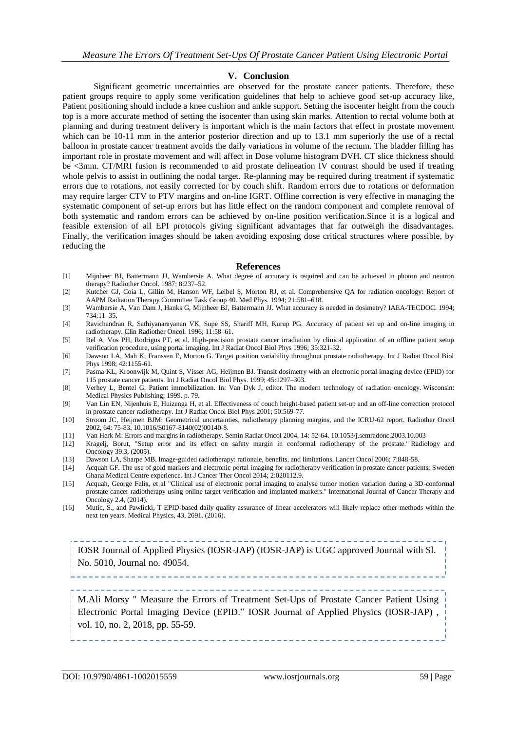## V. Conclusion

Significant geometric uncertainties are observed for the prostate cancer patients. Therefore, these patient groups require to apply some verification guidelines that help to achieve good set-up accuracy like, Patient positioning should include a knee cushion and ankle support. Setting the isocenter height from the couch top is a more accurate method of setting the isocenter than using skin marks. Attention to rectal volume both at planning and during treatment delivery is important which is the main factors that effect in prostate movement which can be 10-11 mm in the anterior posterior direction and up to 13.1 mm superiorly the use of a rectal balloon in prostate cancer treatment avoids the daily variations in volume of the rectum. The bladder filling has important role in prostate movement and will affect in Dose volume histogram DVH. CT slice thickness should be <3mm. CT/MRI fusion is recommended to aid prostate delineation IV contrast should be used if treating whole pelvis to assist in outlining the nodal target. Re-planning may be required during treatment if systematic errors due to rotations, not easily corrected for by couch shift. Random errors due to rotations or deformation may require larger CTV to PTV margins and on-line IGRT. Offline correction is very effective in managing the systematic component of set-up errors but has little effect on the random component and complete removal of both systematic and random errors can be achieved by on-line position verification.Since it is a logical and feasible extension of all EPI protocols giving significant advantages that far outweigh the disadvantages. Finally, the verification images should be taken avoiding exposing dose critical structures where possible, by reducing the

## References

[1] Mijnheer BJ, Battermann JJ, Wambersie A. What degree of accuracy is required and can be achieved in photon and neutron therapy? Radiother Oncol. 1987; 8:237–52.

[2] Kutcher GJ, Coia L, Gillin M, Hanson WF, Leibel S, Morton RJ, et al. Comprehensive QA for radiation oncology: Report of AAPM Radiation Therapy Committee Task Group 40. Med Phys. 1994; 21:581–618.

[3] Wambersie A, Van Dam J, Hanks G, Mijnheer BJ, Battermann JJ. What accuracy is needed in dosimetry? IAEA-TECDOC. 1994; 734:11–35.

[4] Ravichandran R, Sathiyanarayanan VK, Supe SS, Shariff MH, Kurup PG. Accuracy of patient set up and on-line imaging in radiotherapy. Clin Radiother Oncol. 1996; 11:58–61.

[5] Bel A, Vos PH, Rodrigus PT, et al. High-precision prostate cancer irradiation by clinical application of an offline patient setup verification procedure, using portal imaging. Int J Radiat Oncol Biol Phys 1996; 35:321-32.

[6] Dawson LA, Mah K, Franssen E, Morton G. Target position variability throughout prostate radiotherapy. Int J Radiat Oncol Biol Phys 1998; 42:1155-61.

[7] Pasma KL, Kroonwijk M, Quint S, Visser AG, Heijmen BJ. Transit dosimetry with an electronic portal imaging device (EPID) for 115 prostate cancer patients. Int J Radiat Oncol Biol Phys. 1999; 45:1297–303.

[8] Verhey L, Bentel G. Patient immobilization. In: Van Dyk J, editor. The modern technology of radiation oncology. Wisconsin: Medical Physics Publishing; 1999. p. 79.

[9] Van Lin EN, Nijenhuis E, Huizenga H, et al. Effectiveness of couch height-based patient set-up and an off-line correction protocol in prostate cancer radiotherapy. Int J Radiat Oncol Biol Phys 2001; 50:569-77.

[10] Stroom JC, Heijmen BJM: Geometrical uncertainties, radiotherapy planning margins, and the ICRU-62 report. Radiother Oncol 2002, 64: 75-83. 10.1016/S0167-8140(02)00140-8.

[11] Van Herk M: Errors and margins in radiotherapy. Semin Radiat Oncol 2004, 14: 52-64. 10.1053/j.semradonc.2003.10.003

[12] Kragelj, Borut, "Setup error and its effect on safety margin in conformal radiotherapy of the prostate." Radiology and Oncology 39.3, (2005).

[13] Dawson LA, Sharpe MB. Image-guided radiotherapy: rationale, benefits, and limitations. Lancet Oncol 2006; 7:848-58.

[14] Acquah GF. The use of gold markers and electronic portal imaging for radiotherapy verification in prostate cancer patients: Sweden Ghana Medical Centre experience. Int J Cancer Ther Oncol 2014; 2:020112.9.

[15] Acquah, George Felix, et al "Clinical use of electronic portal imaging to analyse tumor motion variation during a 3D-conformal prostate cancer radiotherapy using online target verification and implanted markers." International Journal of Cancer Therapy and Oncology 2.4, (2014).

[16] Mutic, S., and Pawlicki, T EPID-based daily quality assurance of linear accelerators will likely replace other methods within the next ten years. Medical Physics, 43, 2691. (2016).

IOSR Journal of Applied Physics (IOSR-JAP) (IOSR-JAP) is UGC approved Journal with Sl. No. 5010, Journal no. 49054.

M.Ali Morsy " Measure the Errors of Treatment Set-Ups of Prostate Cancer Patient Using Electronic Portal Imaging Device (EPID." IOSR Journal of Applied Physics (IOSR-JAP) , vol. 10, no. 2, 2018, pp. 55-59.